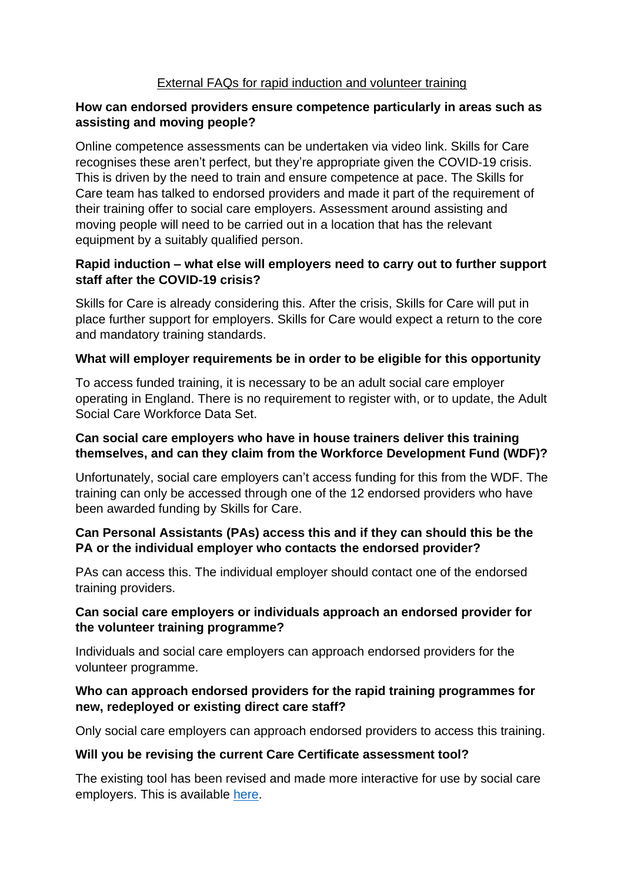# External FAQs for rapid induction and volunteer training

**How can endorsed providers ensure competence particularly in areas such as assisting and moving people?**

Online competence assessments can be undertaken via video link. Skills for Care recognises these aren't perfect, but they're appropriate given the COVID-19 crisis. This is driven by the need to train and ensure competence at pace. The Skills for Care team has talked to endorsed providers and made it part of the requirement of their training offer to social care employers. Assessment around assisting and moving people will need to be carried out in a location that has the relevant equipment by a suitably qualified person.

**Rapid induction – what else will employers need to carry out to further support staff after the COVID-19 crisis?**

Skills for Care is already considering this. After the crisis, Skills for Care will put in place further support for employers. Skills for Care would expect a return to the core and mandatory training standards.

**What will employer requirements be in order to be eligible for this opportunity**

To access funded training, it is necessary to be an adult social care employer operating in England. There is no requirement to register with, or to update, the Adult Social Care Workforce Data Set.

**Can social care employers who have in house trainers deliver this training themselves, and can they claim from the Workforce Development Fund (WDF)?**

Unfortunately, social care employers can't access funding for this from the WDF. The training can only be accessed through one of the 12 endorsed providers who have been awarded funding by Skills for Care.

**Can Personal Assistants (PAs) access this and if they can should this be the PA or the individual employer who contacts the endorsed provider?**

PAs can access this. The individual employer should contact one of the endorsed training providers.

**Can social care employers or individuals approach an endorsed provider for the volunteer training programme?**

Individuals and social care employers can approach endorsed providers for the volunteer programme.

**Who can approach endorsed providers for the rapid training programmes for new, redeployed or existing direct care staff?**

Only social care employers can approach endorsed providers to access this training.

**Will you be revising the current Care Certificate assessment tool?**

The existing tool has been revised and made more interactive for use by social care employers. This is available here.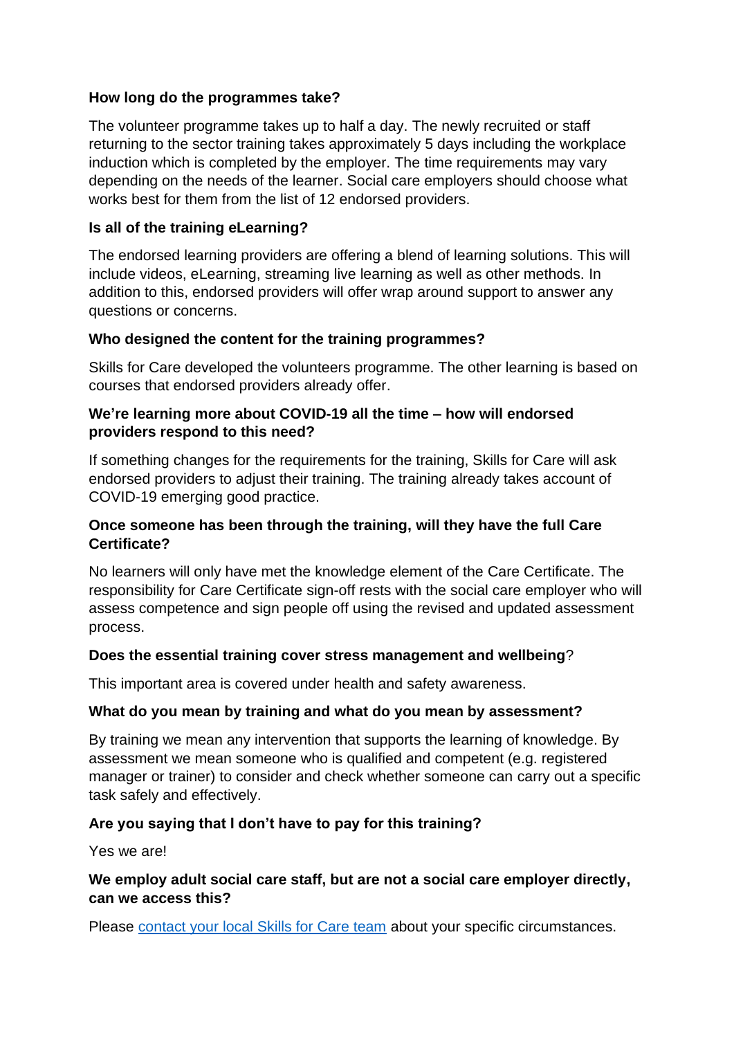**How long do the programmes take?**

The volunteer programme takes up to half a day. The newly recruited or staff returning to the sector training takes approximately 5 days including the workplace induction which is completed by the employer. The time requirements may vary depending on the needs of the learner. Social care employers should choose what works best for them from the list of 12 endorsed providers.

**Is all of the training eLearning?**

The endorsed learning providers are offering a blend of learning solutions. This will include videos, eLearning, streaming live learning as well as other methods. In addition to this, endorsed providers will offer wrap around support to answer any questions or concerns.

**Who designed the content for the training programmes?**

Skills for Care developed the volunteers programme. The other learning is based on courses that endorsed providers already offer.

**We're learning more about COVID-19 all the time – how will endorsed providers respond to this need?**

If something changes for the requirements for the training, Skills for Care will ask endorsed providers to adjust their training. The training already takes account of COVID-19 emerging good practice.

**Once someone has been through the training, will they have the full Care Certificate?**

No learners will only have met the knowledge element of the Care Certificate. The responsibility for Care Certificate sign-off rests with the social care employer who will assess competence and sign people off using the revised and updated assessment process.

**Does the essential training cover stress management and wellbeing**?

This important area is covered under health and safety awareness.

**What do you mean by training and what do you mean by assessment?**

By training we mean any intervention that supports the learning of knowledge. By assessment we mean someone who is qualified and competent (e.g. registered manager or trainer) to consider and check whether someone can carry out a specific task safely and effectively.

**Are you saying that I don't have to pay for this training?**

Yes we are!

**We employ adult social care staff, but are not a social care employer directly, can we access this?**

Please contact your local Skills for Care team about your specific circumstances.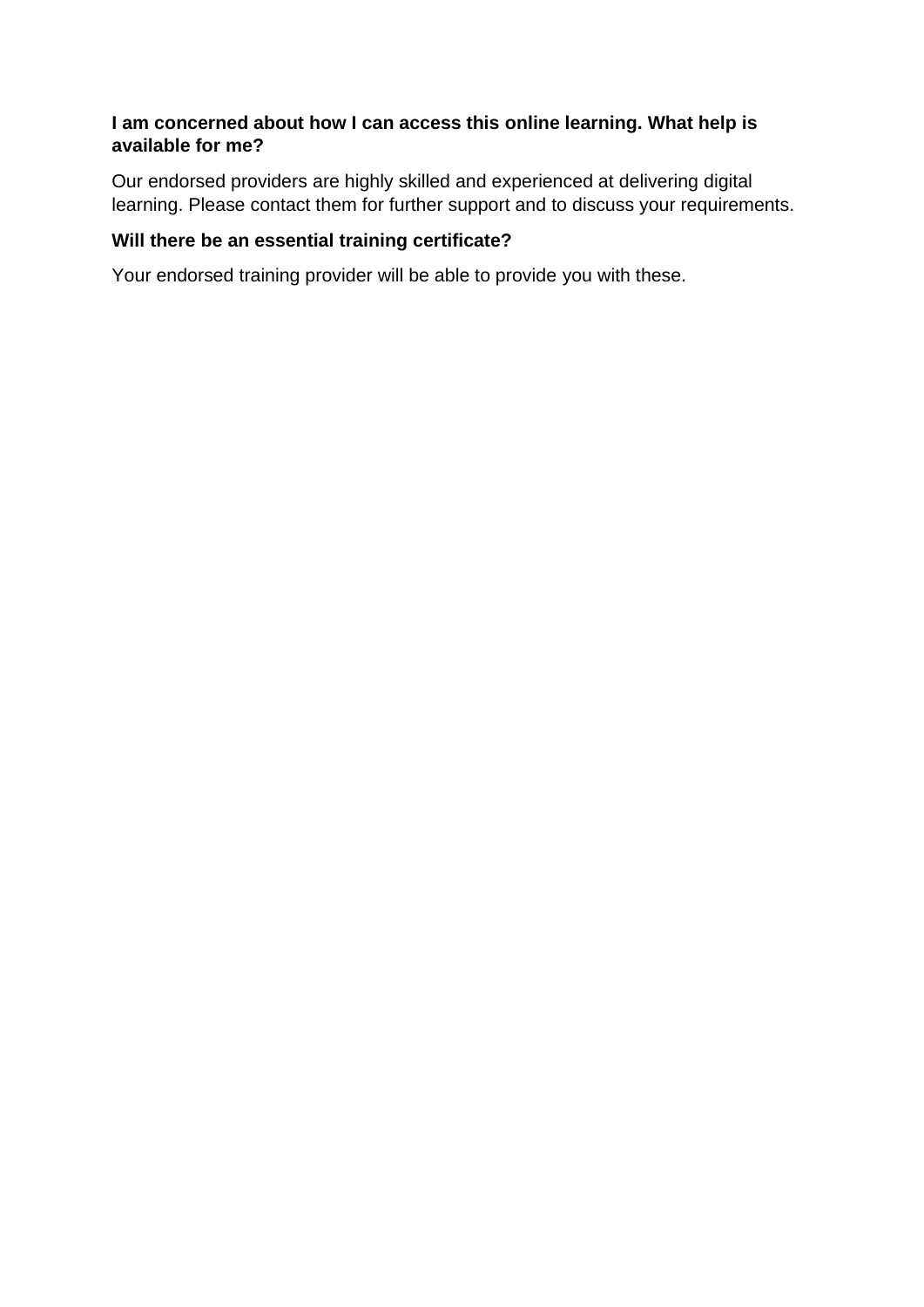**I am concerned about how I can access this online learning. What help is available for me?**

Our endorsed providers are highly skilled and experienced at delivering digital learning. Please contact them for further support and to discuss your requirements.

**Will there be an essential training certificate?**

Your endorsed training provider will be able to provide you with these.